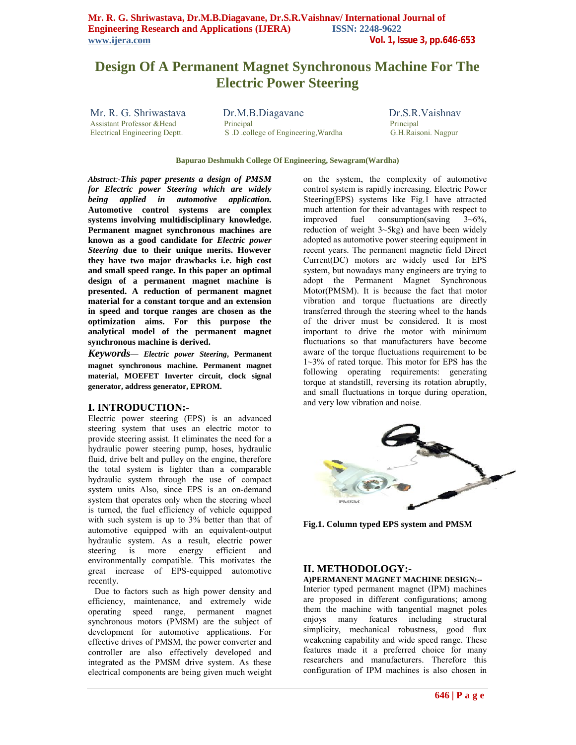# Design Of A Permanent Magnet Synchronous Machine For The Electric Power Steering

Mr. R. G. Shriwastava
Assistant Professor &Head
Electrical Engineering Deptt.

Dr.M.B.Diagavane
Principal
S .D .college of Engineering,Wardha

Dr.S.R.Vaishnav
Principal
G.H.Raisoni. Nagpur

**Bapurao Deshmukh College Of Engineering, Sewagram(Wardha)**

***Abstract**:-This paper presents a design of PMSM for Electric power Steering which are widely being applied in automotive application.* **Automotive control systems are complex systems involving multidisciplinary knowledge. Permanent magnet synchronous machines are known as a good candidate for *Electric power Steering* due to their unique merits. However they have two major drawbacks i.e. high cost and small speed range. In this paper an optimal design of a permanent magnet machine is presented. A reduction of permanent magnet material for a constant torque and an extension in speed and torque ranges are chosen as the optimization aims. For this purpose the analytical model of the permanent magnet synchronous machine is derived.**

***Keywords— Electric power Steering*, Permanent magnet synchronous machine. Permanent magnet material, MOEFET Inverter circuit, clock signal generator, address generator, EPROM.**

## I. INTRODUCTION:-

Electric power steering (EPS) is an advanced steering system that uses an electric motor to provide steering assist. It eliminates the need for a hydraulic power steering pump, hoses, hydraulic fluid, drive belt and pulley on the engine, therefore the total system is lighter than a comparable hydraulic system through the use of compact system units Also, since EPS is an on-demand system that operates only when the steering wheel is turned, the fuel efficiency of vehicle equipped with such system is up to 3% better than that of automotive equipped with an equivalent-output hydraulic system. As a result, electric power steering is more energy efficient and environmentally compatible. This motivates the great increase of EPS-equipped automotive recently.

Due to factors such as high power density and efficiency, maintenance, and extremely wide operating speed range, permanent magnet synchronous motors (PMSM) are the subject of development for automotive applications. For effective drives of PMSM, the power converter and controller are also effectively developed and integrated as the PMSM drive system. As these electrical components are being given much weight on the system, the complexity of automotive control system is rapidly increasing. Electric Power Steering(EPS) systems like Fig.1 have attracted much attention for their advantages with respect to improved fuel consumption(saving 3~6%, reduction of weight 3~5kg) and have been widely adopted as automotive power steering equipment in recent years. The permanent magnetic field Direct Current(DC) motors are widely used for EPS system, but nowadays many engineers are trying to adopt the Permanent Magnet Synchronous Motor(PMSM). It is because the fact that motor vibration and torque fluctuations are directly transferred through the steering wheel to the hands of the driver must be considered. It is most important to drive the motor with minimum fluctuations so that manufacturers have become aware of the torque fluctuations requirement to be 1~3% of rated torque. This motor for EPS has the following operating requirements: generating torque at standstill, reversing its rotation abruptly, and small fluctuations in torque during operation, and very low vibration and noise.

**Fig.1. Column typed EPS system and PMSM**

## II. METHODOLOGY:-

**A)PERMANENT MAGNET MACHINE DESIGN:--**

Interior typed permanent magnet (IPM) machines are proposed in different configurations; among them the machine with tangential magnet poles enjoys many features including structural simplicity, mechanical robustness, good flux weakening capability and wide speed range. These features made it a preferred choice for many researchers and manufacturers. Therefore this configuration of IPM machines is also chosen in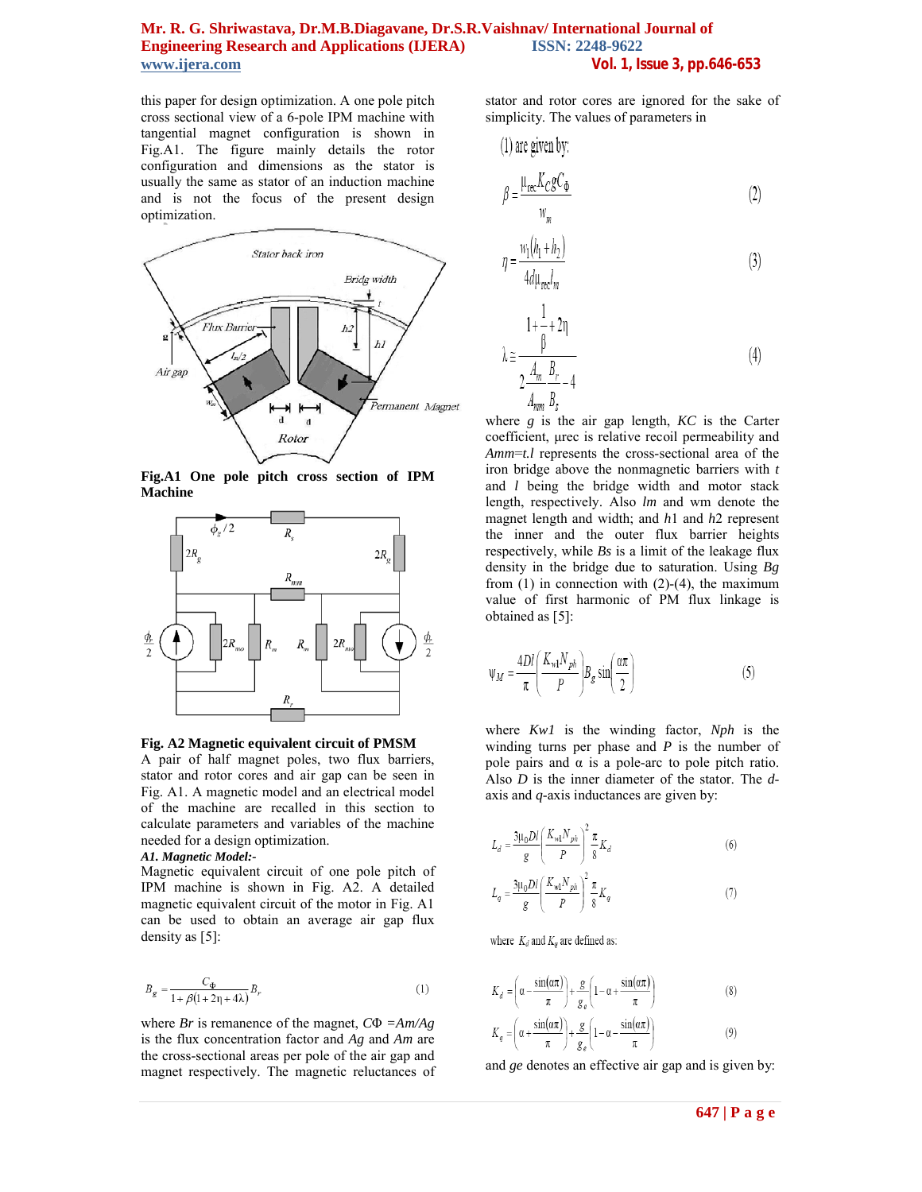this paper for design optimization. A one pole pitch cross sectional view of a 6-pole IPM machine with tangential magnet configuration is shown in Fig.A1. The figure mainly details the rotor configuration and dimensions as the stator is usually the same as stator of an induction machine and is not the focus of the present design optimization.

**Fig.A1 One pole pitch cross section of IPM Machine**

**Fig. A2 Magnetic equivalent circuit of PMSM**

A pair of half magnet poles, two flux barriers, stator and rotor cores and air gap can be seen in Fig. A1. A magnetic model and an electrical model of the machine are recalled in this section to calculate parameters and variables of the machine needed for a design optimization.

***A1. Magnetic Model:-***

Magnetic equivalent circuit of one pole pitch of IPM machine is shown in Fig. A2. A detailed magnetic equivalent circuit of the motor in Fig. A1 can be used to obtain an average air gap flux density as [5]:

$$B_g = \frac{C_\Phi}{1+\beta(1+2\eta+4\lambda)} B_r \qquad (1)$$

where $Br$ is remanence of the magnet, $C\Phi = Am/Ag$ is the flux concentration factor and $Ag$ and $Am$ are the cross-sectional areas per pole of the air gap and magnet respectively. The magnetic reluctances of stator and rotor cores are ignored for the sake of simplicity. The values of parameters in (1) are given by:

$$\beta = \frac{\mu_{rec} K_C g C_\Phi}{w_m} \qquad (2)$$

$$\eta = \frac{w_1(h_1+h_2)}{4d\mu_{rec} l_m} \qquad (3)$$

$$\lambda \cong \frac{1+\frac{1}{\beta}+2\eta}{2\frac{A_m}{A_{mm}}\frac{B_r}{B_s}-4} \qquad (4)$$

where $g$ is the air gap length, $KC$ is the Carter coefficient, µrec is relative recoil permeability and $Amm = t.l$ represents the cross-sectional area of the iron bridge above the nonmagnetic barriers with $t$ and $l$ being the bridge width and motor stack length, respectively. Also $lm$ and wm denote the magnet length and width; and $h1$ and $h2$ represent the inner and the outer flux barrier heights respectively, while $Bs$ is a limit of the leakage flux density in the bridge due to saturation. Using $Bg$ from (1) in connection with (2)-(4), the maximum value of first harmonic of PM flux linkage is obtained as [5]:

$$\psi_M = \frac{4Dl}{\pi}\left(\frac{K_{w1}N_{ph}}{P}\right)B_g \sin\left(\frac{\alpha\pi}{2}\right) \qquad (5)$$

where $Kw1$ is the winding factor, $Nph$ is the winding turns per phase and $P$ is the number of pole pairs and α is a pole-arc to pole pitch ratio. Also $D$ is the inner diameter of the stator. The $d$-axis and $q$-axis inductances are given by:

$$L_d = \frac{3\mu_0 Dl}{g}\left(\frac{K_{w1}N_{ph}}{P}\right)^2 \frac{\pi}{8} K_d \qquad (6)$$

$$L_q = \frac{3\mu_0 Dl}{g}\left(\frac{K_{w1}N_{ph}}{P}\right)^2 \frac{\pi}{8} K_q \qquad (7)$$

where $K_d$ and $K_q$ are defined as:

$$K_d = \left(\alpha - \frac{\sin(\alpha\pi)}{\pi}\right) + \frac{g}{g_e}\left(1-\alpha+\frac{\sin(\alpha\pi)}{\pi}\right) \qquad (8)$$

$$K_q = \left(\alpha + \frac{\sin(\alpha\pi)}{\pi}\right) + \frac{g}{g_e}\left(1-\alpha-\frac{\sin(\alpha\pi)}{\pi}\right) \qquad (9)$$

and $ge$ denotes an effective air gap and is given by: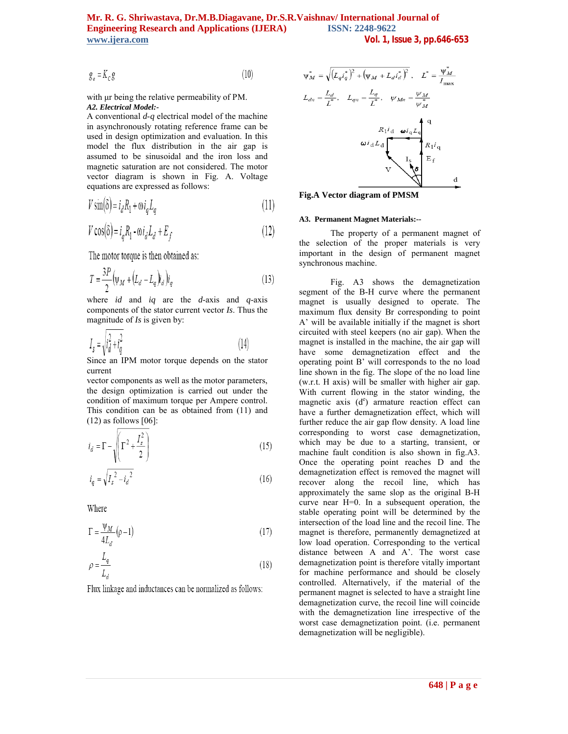$$g_e = K_C g \tag{10}$$

with μr being the relative permeability of PM.

***A2. Electrical Model:-***

A conventional *d-q* electrical model of the machine in asynchronously rotating reference frame can be used in design optimization and evaluation. In this model the flux distribution in the air gap is assumed to be sinusoidal and the iron loss and magnetic saturation are not considered. The motor vector diagram is shown in Fig. A. Voltage equations are expressed as follows:

$$V\sin(\delta) = i_d R_1 + \omega i_q L_q \tag{11}$$

$$V\cos(\delta) = i_q R_1 - \omega i_d L_d + E_f \tag{12}$$

The motor torque is then obtained as:

$$T = \frac{3P}{2}\left(\psi_M + (L_d - L_q)i_d\right)i_q \tag{13}$$

where *id* and *iq* are the *d*-axis and *q*-axis components of the stator current vector *Is*. Thus the magnitude of *Is* is given by:

$$I_s = \sqrt{i_d^2 + i_q^2} \tag{14}$$

Since an IPM motor torque depends on the stator current vector components as well as the motor parameters, the design optimization is carried out under the condition of maximum torque per Ampere control. This condition can be as obtained from (11) and (12) as follows [06]:

$$i_d = \Gamma - \sqrt{\left(\Gamma^2 + \frac{I_s^2}{2}\right)} \tag{15}$$

$$i_q = \sqrt{I_s^{\,2} - i_d^{\,2}} \tag{16}$$

Where

$$\Gamma = \frac{\psi_M}{4L_d}(\rho - 1) \tag{17}$$

$$\rho = \frac{L_q}{L_d} \tag{18}$$

Flux linkage and inductances can be normalized as follows:

$$\psi_M^* = \sqrt{\left(L_q i_q^*\right)^2 + \left(\psi_M + L_d i_d^*\right)^2}, \quad L^* = \frac{\psi_M^*}{I_{\max}}$$

$$L_{dn} = \frac{L_d}{L^*}, \quad L_{qn} = \frac{L_q}{L^*}, \quad \psi_{Mn} = \frac{\psi_M}{\psi_M^*}$$

**Fig.A Vector diagram of PMSM**

**A3. Permanent Magnet Materials:--**

The property of a permanent magnet of the selection of the proper materials is very important in the design of permanent magnet synchronous machine.

Fig. A3 shows the demagnetization segment of the B-H curve where the permanent magnet is usually designed to operate. The maximum flux density Br corresponding to point A' will be available initially if the magnet is short circuited with steel keepers (no air gap). When the magnet is installed in the machine, the air gap will have some demagnetization effect and the operating point B' will corresponds to the no load line shown in the fig. The slope of the no load line (w.r.t. H axis) will be smaller with higher air gap. With current flowing in the stator winding, the magnetic axis ($d^e$) armature reaction effect can have a further demagnetization effect, which will further reduce the air gap flow density. A load line corresponding to worst case demagnetization, which may be due to a starting, transient, or machine fault condition is also shown in fig.A3. Once the operating point reaches D and the demagnetization effect is removed the magnet will recover along the recoil line, which has approximately the same slop as the original B-H curve near H=0. In a subsequent operation, the stable operating point will be determined by the intersection of the load line and the recoil line. The magnet is therefore, permanently demagnetized at low load operation. Corresponding to the vertical distance between A and A'. The worst case demagnetization point is therefore vitally important for machine performance and should be closely controlled. Alternatively, if the material of the permanent magnet is selected to have a straight line demagnetization curve, the recoil line will coincide with the demagnetization line irrespective of the worst case demagnetization point. (i.e. permanent demagnetization will be negligible).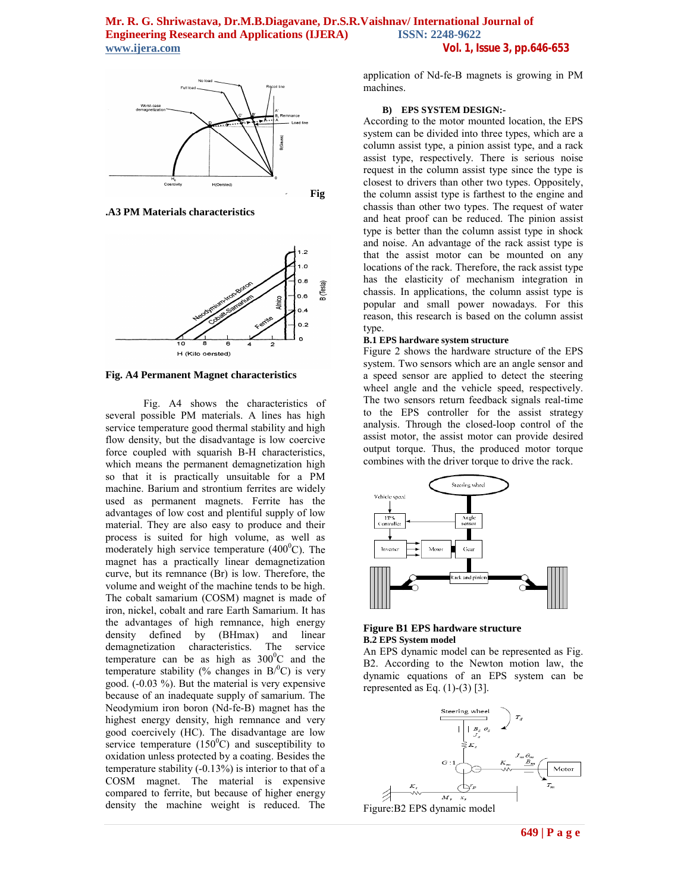Fig .A3 PM Materials characteristics

Fig. A4 Permanent Magnet characteristics

Fig. A4 shows the characteristics of several possible PM materials. A lines has high service temperature good thermal stability and high flow density, but the disadvantage is low coercive force coupled with squarish B-H characteristics, which means the permanent demagnetization high so that it is practically unsuitable for a PM machine. Barium and strontium ferrites are widely used as permanent magnets. Ferrite has the advantages of low cost and plentiful supply of low material. They are also easy to produce and their process is suited for high volume, as well as moderately high service temperature ($400^0$C). The magnet has a practically linear demagnetization curve, but its remnance (Br) is low. Therefore, the volume and weight of the machine tends to be high. The cobalt samarium (COSM) magnet is made of iron, nickel, cobalt and rare Earth Samarium. It has the advantages of high remnance, high energy density defined by (BHmax) and linear demagnetization characteristics. The service temperature can be as high as $300^0$C and the temperature stability (% changes in $B/^0C$) is very good. (-0.03 %). But the material is very expensive because of an inadequate supply of samarium. The Neodymium iron boron (Nd-fe-B) magnet has the highest energy density, high remnance and very good coercivity (HC). The disadvantage are low service temperature ($150^0$C) and susceptibility to oxidation unless protected by a coating. Besides the temperature stability (-0.13%) is interior to that of a COSM magnet. The material is expensive compared to ferrite, but because of higher energy density the machine weight is reduced. The application of Nd-fe-B magnets is growing in PM machines.

### B) EPS SYSTEM DESIGN:-

According to the motor mounted location, the EPS system can be divided into three types, which are a column assist type, a pinion assist type, and a rack assist type, respectively. There is serious noise request in the column assist type since the type is closest to drivers than other two types. Oppositely, the column assist type is farthest to the engine and chassis than other two types. The request of water and heat proof can be reduced. The pinion assist type is better than the column assist type in shock and noise. An advantage of the rack assist type is that the assist motor can be mounted on any locations of the rack. Therefore, the rack assist type has the elasticity of mechanism integration in chassis. In applications, the column assist type is popular and small power nowadays. For this reason, this research is based on the column assist type.

#### B.1 EPS hardware system structure

Figure 2 shows the hardware structure of the EPS system. Two sensors which are an angle sensor and a speed sensor are applied to detect the steering wheel angle and the vehicle speed, respectively. The two sensors return feedback signals real-time to the EPS controller for the assist strategy analysis. Through the closed-loop control of the assist motor, the assist motor can provide desired output torque. Thus, the produced motor torque combines with the driver torque to drive the rack.

**Figure B1 EPS hardware structure**

#### B.2 EPS System model

An EPS dynamic model can be represented as Fig. B2. According to the Newton motion law, the dynamic equations of an EPS system can be represented as Eq. (1)-(3) [3].

Figure:B2 EPS dynamic model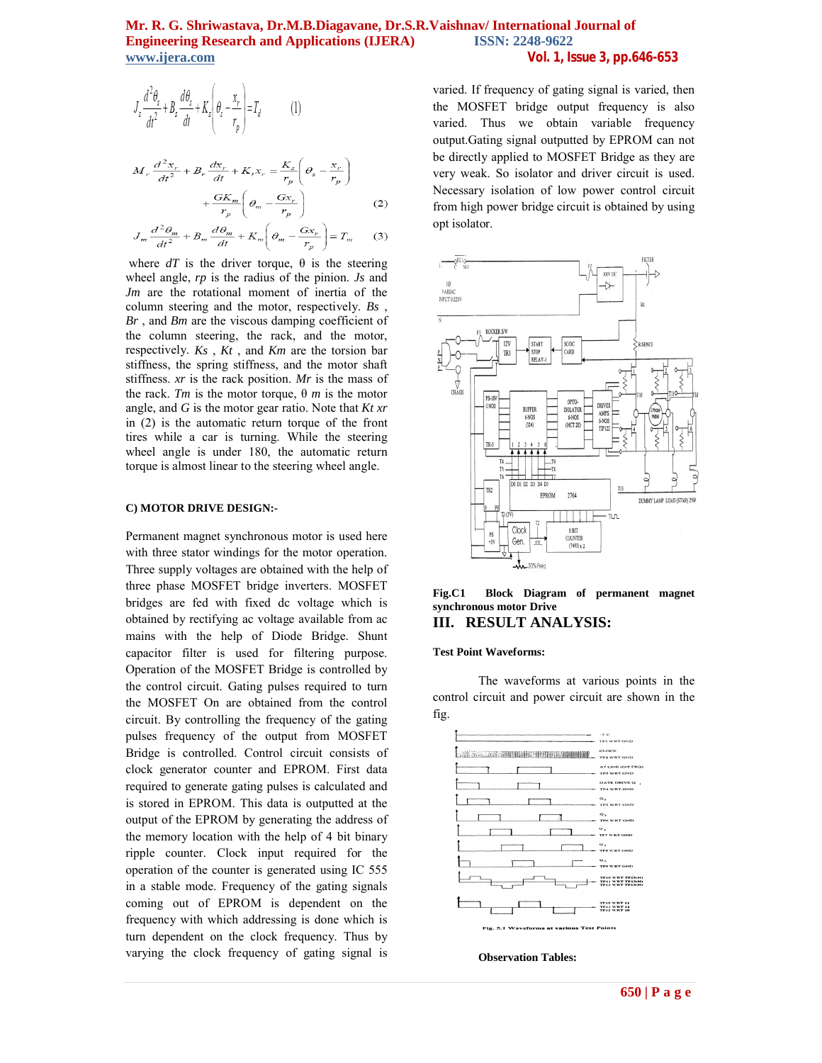$$J_s \frac{d^2\theta_s}{dt^2} + B_s \frac{d\theta_s}{dt} + K_s\left(\theta_s - \frac{x_r}{r_p}\right) = T_d \qquad (1)$$

$$M_r \frac{d^2 x_r}{dt^2} + B_r \frac{dx_r}{dt} + K_t x_r = \frac{K_s}{r_p}\left(\theta_s - \frac{x_r}{r_p}\right) + \frac{GK_m}{r_p}\left(\theta_m - \frac{Gx_r}{r_p}\right) \qquad (2)$$

$$J_m \frac{d^2\theta_m}{dt^2} + B_m \frac{d\theta_m}{dt} + K_m\left(\theta_m - \frac{Gx_r}{r_p}\right) = T_m \qquad (3)$$

where $dT$ is the driver torque, θ is the steering wheel angle, $rp$ is the radius of the pinion. $Js$ and $Jm$ are the rotational moment of inertia of the column steering and the motor, respectively. $Bs$ , $Br$ , and $Bm$ are the viscous damping coefficient of the column steering, the rack, and the motor, respectively. $Ks$ , $Kt$ , and $Km$ are the torsion bar stiffness, the spring stiffness, and the motor shaft stiffness. $xr$ is the rack position. $Mr$ is the mass of the rack. $Tm$ is the motor torque, θ $m$ is the motor angle, and $G$ is the motor gear ratio. Note that $Kt\ xr$ in (2) is the automatic return torque of the front tires while a car is turning. While the steering wheel angle is under 180, the automatic return torque is almost linear to the steering wheel angle.

#### C) MOTOR DRIVE DESIGN:-

Permanent magnet synchronous motor is used here with three stator windings for the motor operation. Three supply voltages are obtained with the help of three phase MOSFET bridge inverters. MOSFET bridges are fed with fixed dc voltage which is obtained by rectifying ac voltage available from ac mains with the help of Diode Bridge. Shunt capacitor filter is used for filtering purpose. Operation of the MOSFET Bridge is controlled by the control circuit. Gating pulses required to turn the MOSFET On are obtained from the control circuit. By controlling the frequency of the gating pulses frequency of the output from MOSFET Bridge is controlled. Control circuit consists of clock generator counter and EPROM. First data required to generate gating pulses is calculated and is stored in EPROM. This data is outputted at the output of the EPROM by generating the address of the memory location with the help of 4 bit binary ripple counter. Clock input required for the operation of the counter is generated using IC 555 in a stable mode. Frequency of the gating signals coming out of EPROM is dependent on the frequency with which addressing is done which is turn dependent on the clock frequency. Thus by varying the clock frequency of gating signal is varied. If frequency of gating signal is varied, then the MOSFET bridge output frequency is also varied. Thus we obtain variable frequency output.Gating signal outputted by EPROM can not be directly applied to MOSFET Bridge as they are very weak. So isolator and driver circuit is used. Necessary isolation of low power control circuit from high power bridge circuit is obtained by using opt isolator.

**Fig.C1 Block Diagram of permanent magnet synchronous motor Drive**

## III. RESULT ANALYSIS:

#### Test Point Waveforms:

The waveforms at various points in the control circuit and power circuit are shown in the fig.

Fig. 5.1 Waveforms at various Test Points

**Observation Tables:**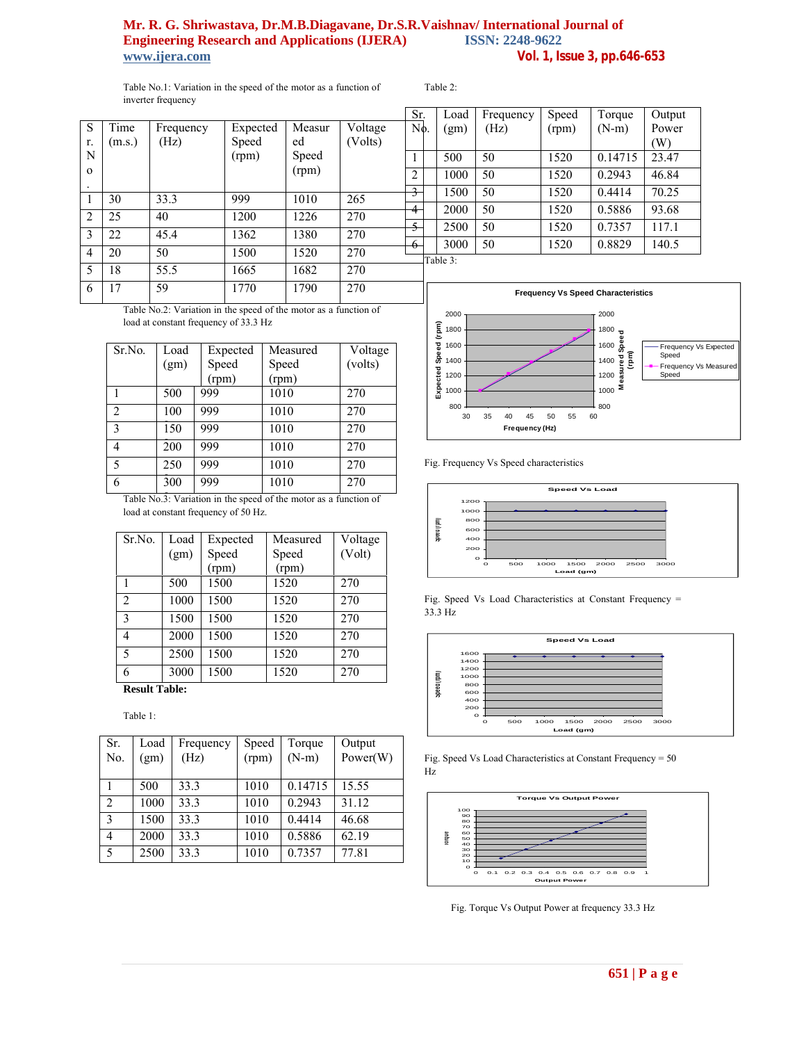Table No.1: Variation in the speed of the motor as a function of inverter frequency

| Sr. No. | Time (m.s.) | Frequency (Hz) | Expected Speed (rpm) | Measured Speed (rpm) | Voltage (Volts) |
|---|---|---|---|---|---|
| 1 | 30 | 33.3 | 999 | 1010 | 265 |
| 2 | 25 | 40 | 1200 | 1226 | 270 |
| 3 | 22 | 45.4 | 1362 | 1380 | 270 |
| 4 | 20 | 50 | 1500 | 1520 | 270 |
| 5 | 18 | 55.5 | 1665 | 1682 | 270 |
| 6 | 17 | 59 | 1770 | 1790 | 270 |

Table No.2: Variation in the speed of the motor as a function of load at constant frequency of 33.3 Hz

| Sr.No. | Load (gm) | Expected Speed (rpm) | Measured Speed (rpm) | Voltage (volts) |
|---|---|---|---|---|
| 1 | 500 | 999 | 1010 | 270 |
| 2 | 100 | 999 | 1010 | 270 |
| 3 | 150 | 999 | 1010 | 270 |
| 4 | 200 | 999 | 1010 | 270 |
| 5 | 250 | 999 | 1010 | 270 |
| 6 | 300 | 999 | 1010 | 270 |

Table No.3: Variation in the speed of the motor as a function of load at constant frequency of 50 Hz.

| Sr.No. | Load (gm) | Expected Speed (rpm) | Measured Speed (rpm) | Voltage (Volt) |
|---|---|---|---|---|
| 1 | 500 | 1500 | 1520 | 270 |
| 2 | 1000 | 1500 | 1520 | 270 |
| 3 | 1500 | 1500 | 1520 | 270 |
| 4 | 2000 | 1500 | 1520 | 270 |
| 5 | 2500 | 1500 | 1520 | 270 |
| 6 | 3000 | 1500 | 1520 | 270 |

**Result Table:**

Table 1:

| Sr. No. | Load (gm) | Frequency (Hz) | Speed (rpm) | Torque (N-m) | Output Power(W) |
|---|---|---|---|---|---|
| 1 | 500 | 33.3 | 1010 | 0.14715 | 15.55 |
| 2 | 1000 | 33.3 | 1010 | 0.2943 | 31.12 |
| 3 | 1500 | 33.3 | 1010 | 0.4414 | 46.68 |
| 4 | 2000 | 33.3 | 1010 | 0.5886 | 62.19 |
| 5 | 2500 | 33.3 | 1010 | 0.7357 | 77.81 |

Table 2:

| Sr. No. | Load (gm) | Frequency (Hz) | Speed (rpm) | Torque (N-m) | Output Power (W) |
|---|---|---|---|---|---|
| 1 | 500 | 50 | 1520 | 0.14715 | 23.47 |
| 2 | 1000 | 50 | 1520 | 0.2943 | 46.84 |
| 3 | 1500 | 50 | 1520 | 0.4414 | 70.25 |
| 4 | 2000 | 50 | 1520 | 0.5886 | 93.68 |
| 5 | 2500 | 50 | 1520 | 0.7357 | 117.1 |
| 6 | 3000 | 50 | 1520 | 0.8829 | 140.5 |

Table 3:

Fig. Frequency Vs Speed characteristics

Fig. Speed Vs Load Characteristics at Constant Frequency = 33.3 Hz

Fig. Speed Vs Load Characteristics at Constant Frequency = 50 Hz

Fig. Torque Vs Output Power at frequency 33.3 Hz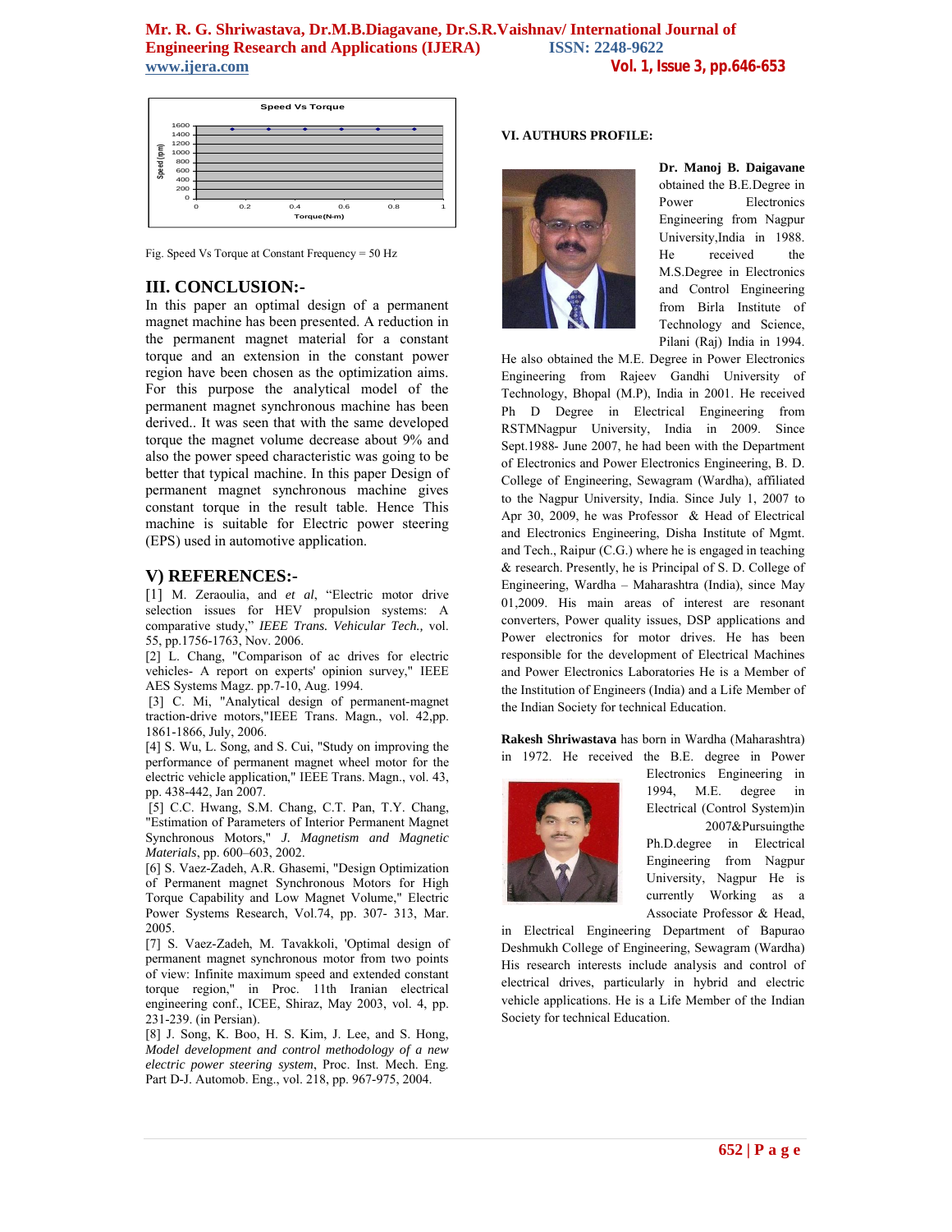Speed Vs Torque

Speed (rpm)

1600
1400
1200
1000
800
600
400
200
0

0
0.2
0.4
0.6
0.8
1

Torque(N-m)

Fig. Speed Vs Torque at Constant Frequency = 50 Hz

## III. CONCLUSION:-

In this paper an optimal design of a permanent magnet machine has been presented. A reduction in the permanent magnet material for a constant torque and an extension in the constant power region have been chosen as the optimization aims. For this purpose the analytical model of the permanent magnet synchronous machine has been derived.. It was seen that with the same developed torque the magnet volume decrease about 9% and also the power speed characteristic was going to be better that typical machine. In this paper Design of permanent magnet synchronous machine gives constant torque in the result table. Hence This machine is suitable for Electric power steering (EPS) used in automotive application.

## V) REFERENCES:-

[1] M. Zeraoulia, and *et al*, "Electric motor drive selection issues for HEV propulsion systems: A comparative study," *IEEE Trans. Vehicular Tech.,* vol. 55, pp.1756-1763, Nov. 2006.

[2] L. Chang, "Comparison of ac drives for electric vehicles- A report on experts' opinion survey," IEEE AES Systems Magz. pp.7-10, Aug. 1994.

[3] C. Mi, "Analytical design of permanent-magnet traction-drive motors,"IEEE Trans. Magn., vol. 42,pp. 1861-1866, July, 2006.

[4] S. Wu, L. Song, and S. Cui, "Study on improving the performance of permanent magnet wheel motor for the electric vehicle application," IEEE Trans. Magn., vol. 43, pp. 438-442, Jan 2007.

[5] C.C. Hwang, S.M. Chang, C.T. Pan, T.Y. Chang, "Estimation of Parameters of Interior Permanent Magnet Synchronous Motors," *J. Magnetism and Magnetic Materials*, pp. 600–603, 2002.

[6] S. Vaez-Zadeh, A.R. Ghasemi, "Design Optimization of Permanent magnet Synchronous Motors for High Torque Capability and Low Magnet Volume," Electric Power Systems Research, Vol.74, pp. 307- 313, Mar. 2005.

[7] S. Vaez-Zadeh, M. Tavakkoli, 'Optimal design of permanent magnet synchronous motor from two points of view: Infinite maximum speed and extended constant torque region," in Proc. 11th Iranian electrical engineering conf., ICEE, Shiraz, May 2003, vol. 4, pp. 231-239. (in Persian).

[8] J. Song, K. Boo, H. S. Kim, J. Lee, and S. Hong, *Model development and control methodology of a new electric power steering system*, Proc. Inst. Mech. Eng. Part D-J. Automob. Eng., vol. 218, pp. 967-975, 2004.

## VI. AUTHURS PROFILE:

**Dr. Manoj B. Daigavane** obtained the B.E.Degree in Power Electronics Engineering from Nagpur University,India in 1988. He received the M.S.Degree in Electronics and Control Engineering from Birla Institute of Technology and Science, Pilani (Raj) India in 1994. He also obtained the M.E. Degree in Power Electronics Engineering from Rajeev Gandhi University of Technology, Bhopal (M.P), India in 2001. He received Ph D Degree in Electrical Engineering from RSTMNagpur University, India in 2009. Since Sept.1988- June 2007, he had been with the Department of Electronics and Power Electronics Engineering, B. D. College of Engineering, Sewagram (Wardha), affiliated to the Nagpur University, India. Since July 1, 2007 to Apr 30, 2009, he was Professor & Head of Electrical and Electronics Engineering, Disha Institute of Mgmt. and Tech., Raipur (C.G.) where he is engaged in teaching & research. Presently, he is Principal of S. D. College of Engineering, Wardha – Maharashtra (India), since May 01,2009. His main areas of interest are resonant converters, Power quality issues, DSP applications and Power electronics for motor drives. He has been responsible for the development of Electrical Machines and Power Electronics Laboratories He is a Member of the Institution of Engineers (India) and a Life Member of the Indian Society for technical Education.

**Rakesh Shriwastava** has born in Wardha (Maharashtra) in 1972. He received the B.E. degree in Power Electronics Engineering in 1994, M.E. degree in Electrical (Control System)in 2007&Pursuingthe Ph.D.degree in Electrical Engineering from Nagpur University, Nagpur He is currently Working as a Associate Professor & Head, in Electrical Engineering Department of Bapurao Deshmukh College of Engineering, Sewagram (Wardha) His research interests include analysis and control of electrical drives, particularly in hybrid and electric vehicle applications. He is a Life Member of the Indian Society for technical Education.